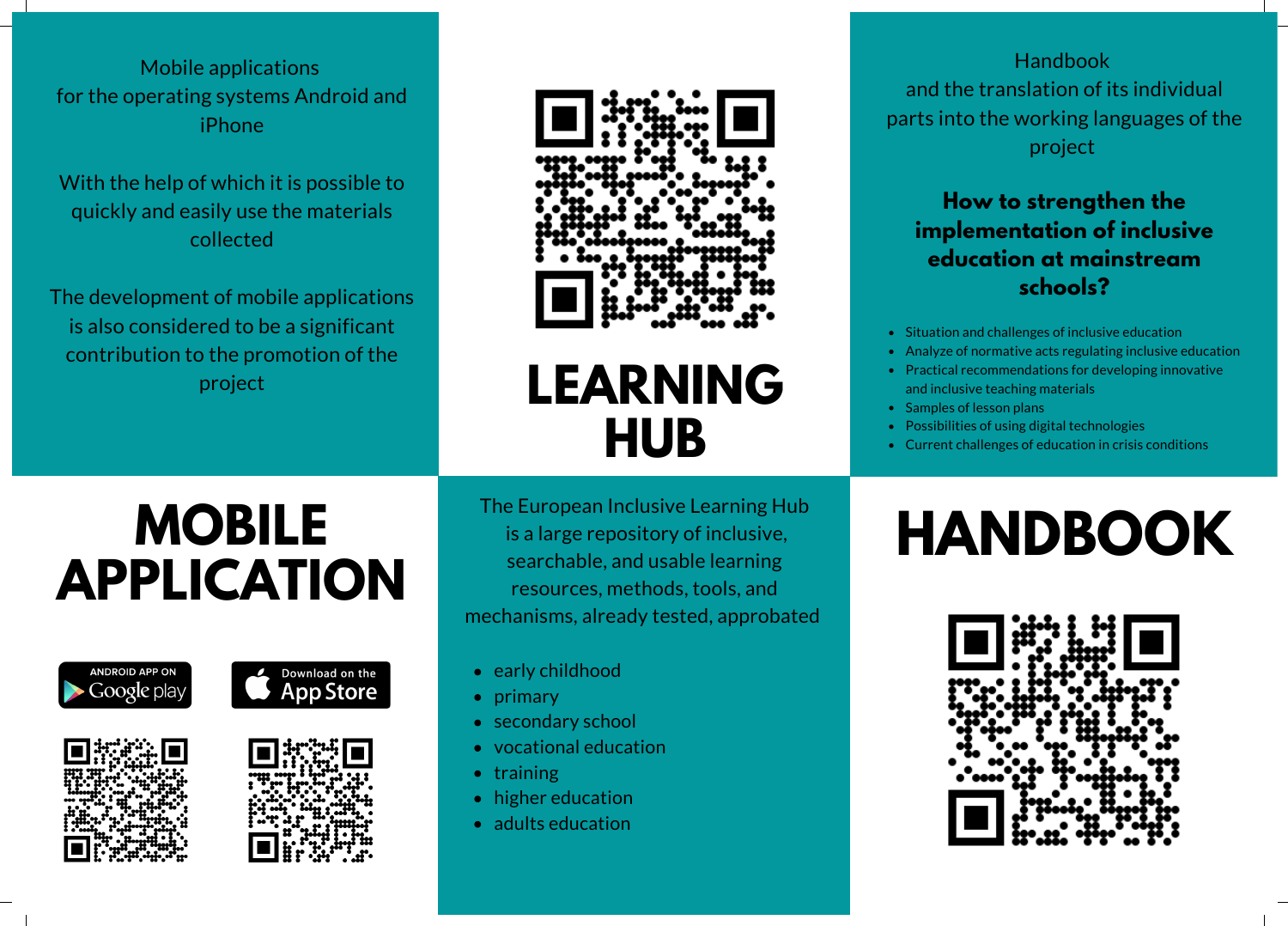# MOBILE APPLICATION

Mobile applications for the operating systems Android and iPhone

With the help of which it is possible to quickly and easily use the materials collected

The development of mobile applications is also considered to be a significant contribution to the promotion of the project

ANDROID APP ON Google play

Download on the App Store

# LEARNING HUB

The European Inclusive Learning Hub is a large repository of inclusive, searchable, and usable learning resources, methods, tools, and mechanisms, already tested, approbated

- early childhood
- primary
- secondary school
- vocational education
- training
- higher education
- adults education

# HANDBOOK

Handbook and the translation of its individual parts into the working languages of the project

**How to strengthen the implementation of inclusive education at mainstream schools?**

- Situation and challenges of inclusive education
- Analyze of normative acts regulating inclusive education
- Practical recommendations for developing innovative and inclusive teaching materials
- Samples of lesson plans
- Possibilities of using digital technologies
- Current challenges of education in crisis conditions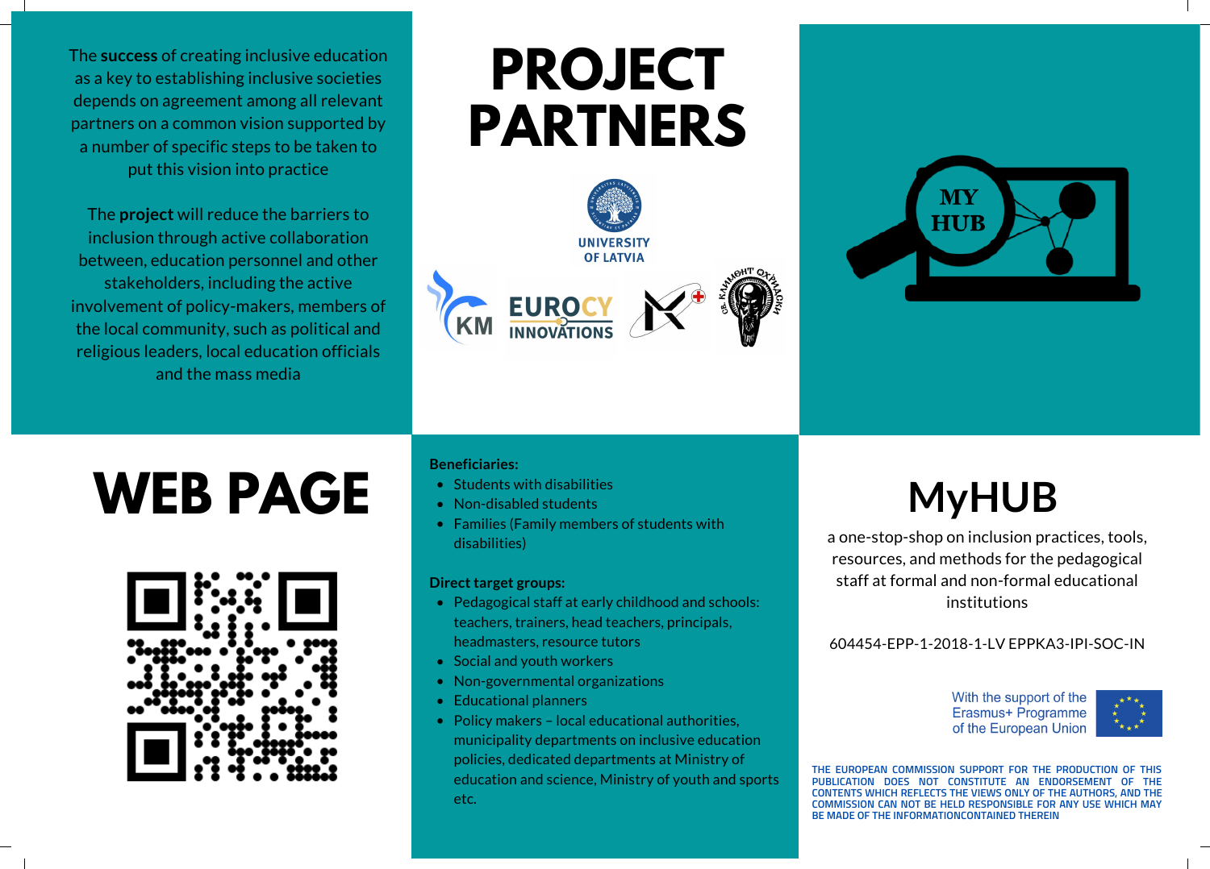The **success** of creating inclusive education as a key to establishing inclusive societies depends on agreement among all relevant partners on a common vision supported by a number of specific steps to be taken to put this vision into practice

The **project** will reduce the barriers to inclusion through active collaboration between, education personnel and other stakeholders, including the active involvement of policy-makers, members of the local community, such as political and religious leaders, local education officials and the mass media

# PROJECT PARTNERS

UNIVERSITY OF LATVIA

KM

EUROCY INNOVATIONS

MY HUB

# WEB PAGE

**Beneficiaries:**

- Students with disabilities
- Non-disabled students
- Families (Family members of students with disabilities)

**Direct target groups:**

- Pedagogical staff at early childhood and schools: teachers, trainers, head teachers, principals, headmasters, resource tutors
- Social and youth workers
- Non-governmental organizations
- Educational planners
- Policy makers – local educational authorities, municipality departments on inclusive education policies, dedicated departments at Ministry of education and science, Ministry of youth and sports etc.

# MyHUB

a one-stop-shop on inclusion practices, tools, resources, and methods for the pedagogical staff at formal and non-formal educational institutions

604454-EPP-1-2018-1-LV EPPKA3-IPI-SOC-IN

With the support of the Erasmus+ Programme of the European Union

THE EUROPEAN COMMISSION SUPPORT FOR THE PRODUCTION OF THIS PUBLICATION DOES NOT CONSTITUTE AN ENDORSEMENT OF THE CONTENTS WHICH REFLECTS THE VIEWS ONLY OF THE AUTHORS, AND THE COMMISSION CAN NOT BE HELD RESPONSIBLE FOR ANY USE WHICH MAY BE MADE OF THE INFORMATIONCONTAINED THEREIN